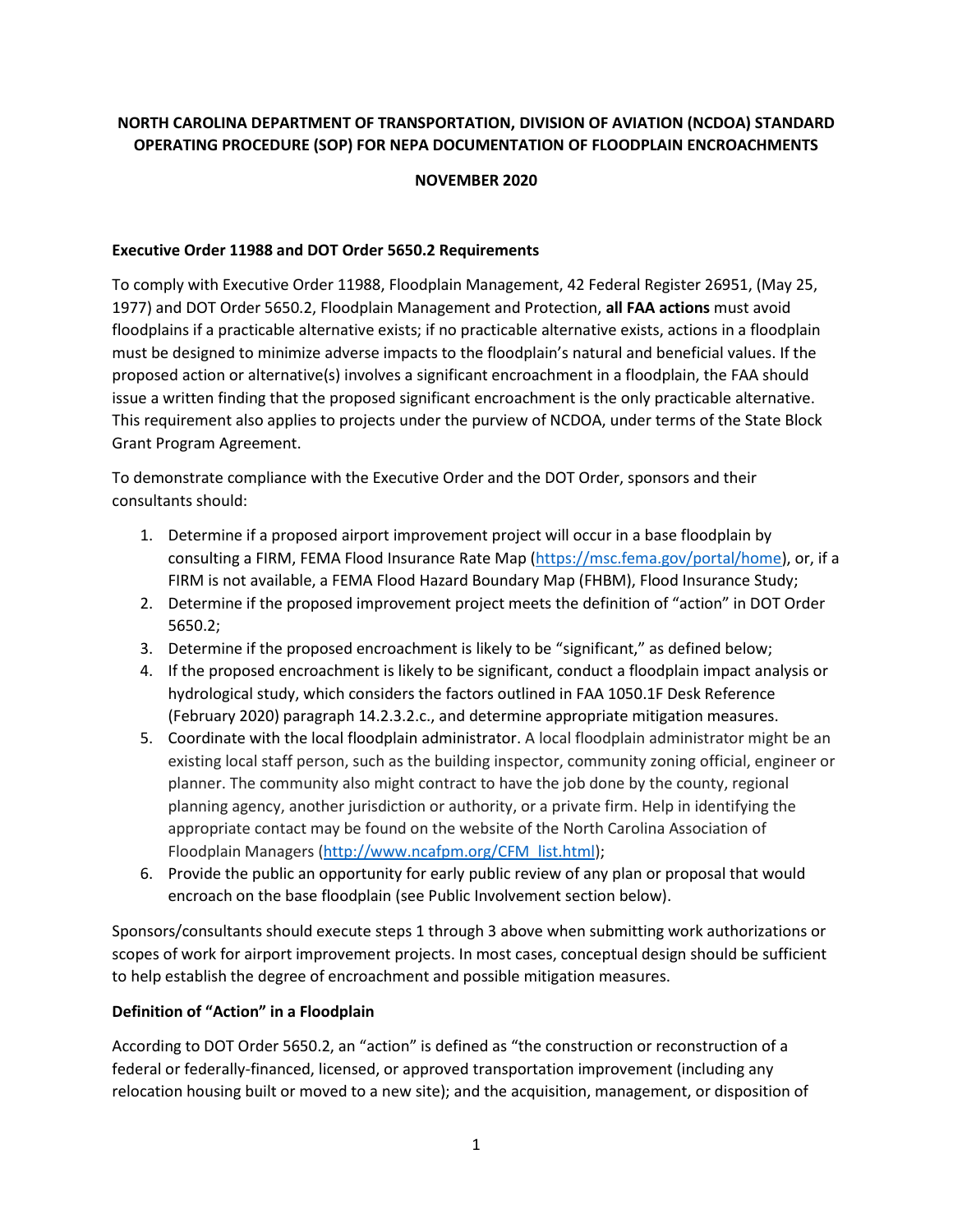# NORTH CAROLINA DEPARTMENT OF TRANSPORTATION, DIVISION OF AVIATION (NCDOA) STANDARD OPERATING PROCEDURE (SOP) FOR NEPA DOCUMENTATION OF FLOODPLAIN ENCROACHMENTS

**NOVEMBER 2020**

## Executive Order 11988 and DOT Order 5650.2 Requirements

To comply with Executive Order 11988, Floodplain Management, 42 Federal Register 26951, (May 25, 1977) and DOT Order 5650.2, Floodplain Management and Protection, **all FAA actions** must avoid floodplains if a practicable alternative exists; if no practicable alternative exists, actions in a floodplain must be designed to minimize adverse impacts to the floodplain's natural and beneficial values. If the proposed action or alternative(s) involves a significant encroachment in a floodplain, the FAA should issue a written finding that the proposed significant encroachment is the only practicable alternative. This requirement also applies to projects under the purview of NCDOA, under terms of the State Block Grant Program Agreement.

To demonstrate compliance with the Executive Order and the DOT Order, sponsors and their consultants should:

1. Determine if a proposed airport improvement project will occur in a base floodplain by consulting a FIRM, FEMA Flood Insurance Rate Map (https://msc.fema.gov/portal/home), or, if a FIRM is not available, a FEMA Flood Hazard Boundary Map (FHBM), Flood Insurance Study;
2. Determine if the proposed improvement project meets the definition of "action" in DOT Order 5650.2;
3. Determine if the proposed encroachment is likely to be "significant," as defined below;
4. If the proposed encroachment is likely to be significant, conduct a floodplain impact analysis or hydrological study, which considers the factors outlined in FAA 1050.1F Desk Reference (February 2020) paragraph 14.2.3.2.c., and determine appropriate mitigation measures.
5. Coordinate with the local floodplain administrator. A local floodplain administrator might be an existing local staff person, such as the building inspector, community zoning official, engineer or planner. The community also might contract to have the job done by the county, regional planning agency, another jurisdiction or authority, or a private firm. Help in identifying the appropriate contact may be found on the website of the North Carolina Association of Floodplain Managers (http://www.ncafpm.org/CFM_list.html);
6. Provide the public an opportunity for early public review of any plan or proposal that would encroach on the base floodplain (see Public Involvement section below).

Sponsors/consultants should execute steps 1 through 3 above when submitting work authorizations or scopes of work for airport improvement projects. In most cases, conceptual design should be sufficient to help establish the degree of encroachment and possible mitigation measures.

## Definition of "Action" in a Floodplain

According to DOT Order 5650.2, an "action" is defined as "the construction or reconstruction of a federal or federally-financed, licensed, or approved transportation improvement (including any relocation housing built or moved to a new site); and the acquisition, management, or disposition of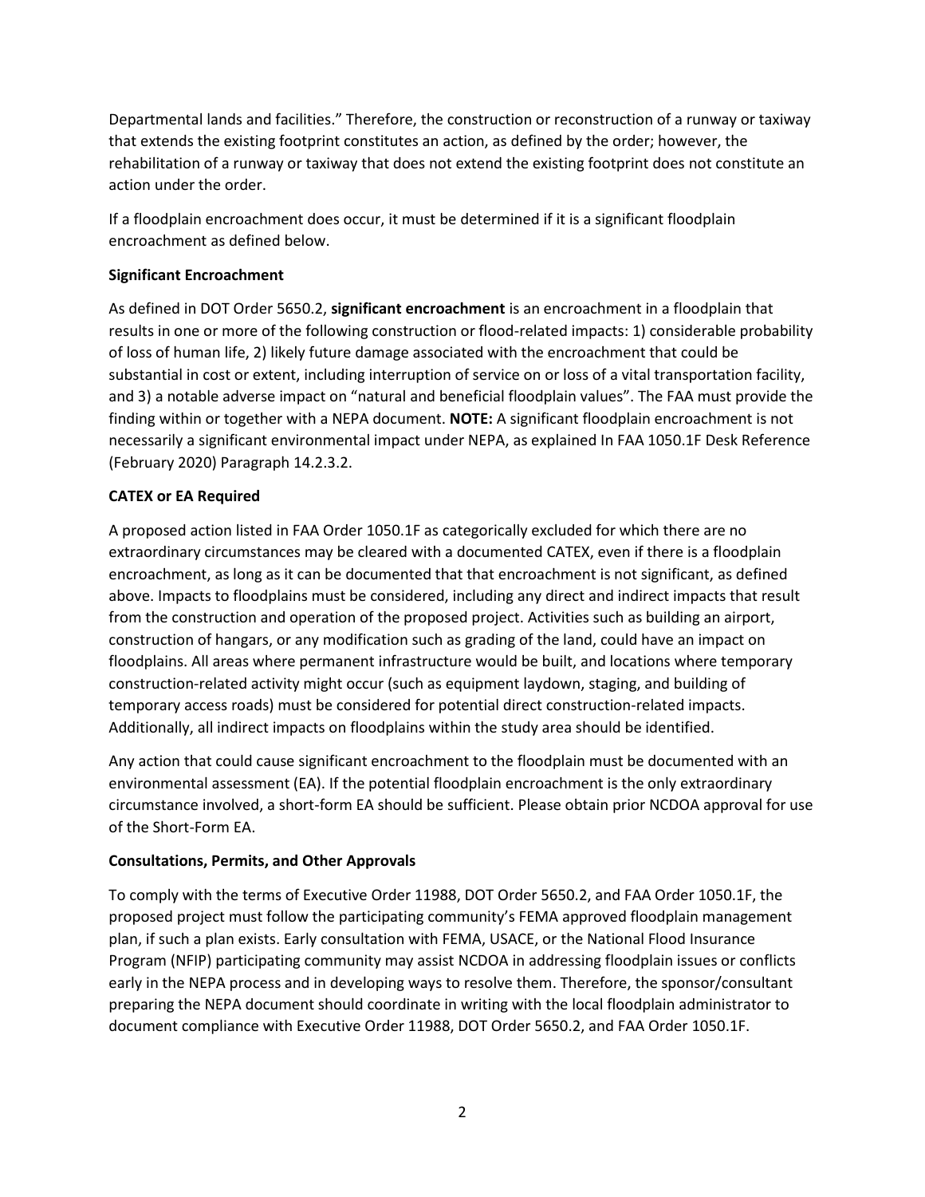Departmental lands and facilities." Therefore, the construction or reconstruction of a runway or taxiway that extends the existing footprint constitutes an action, as defined by the order; however, the rehabilitation of a runway or taxiway that does not extend the existing footprint does not constitute an action under the order.

If a floodplain encroachment does occur, it must be determined if it is a significant floodplain encroachment as defined below.

**Significant Encroachment**

As defined in DOT Order 5650.2, **significant encroachment** is an encroachment in a floodplain that results in one or more of the following construction or flood-related impacts: 1) considerable probability of loss of human life, 2) likely future damage associated with the encroachment that could be substantial in cost or extent, including interruption of service on or loss of a vital transportation facility, and 3) a notable adverse impact on "natural and beneficial floodplain values". The FAA must provide the finding within or together with a NEPA document. **NOTE:** A significant floodplain encroachment is not necessarily a significant environmental impact under NEPA, as explained In FAA 1050.1F Desk Reference (February 2020) Paragraph 14.2.3.2.

**CATEX or EA Required**

A proposed action listed in FAA Order 1050.1F as categorically excluded for which there are no extraordinary circumstances may be cleared with a documented CATEX, even if there is a floodplain encroachment, as long as it can be documented that that encroachment is not significant, as defined above. Impacts to floodplains must be considered, including any direct and indirect impacts that result from the construction and operation of the proposed project. Activities such as building an airport, construction of hangars, or any modification such as grading of the land, could have an impact on floodplains. All areas where permanent infrastructure would be built, and locations where temporary construction-related activity might occur (such as equipment laydown, staging, and building of temporary access roads) must be considered for potential direct construction-related impacts. Additionally, all indirect impacts on floodplains within the study area should be identified.

Any action that could cause significant encroachment to the floodplain must be documented with an environmental assessment (EA). If the potential floodplain encroachment is the only extraordinary circumstance involved, a short-form EA should be sufficient. Please obtain prior NCDOA approval for use of the Short-Form EA.

**Consultations, Permits, and Other Approvals**

To comply with the terms of Executive Order 11988, DOT Order 5650.2, and FAA Order 1050.1F, the proposed project must follow the participating community's FEMA approved floodplain management plan, if such a plan exists. Early consultation with FEMA, USACE, or the National Flood Insurance Program (NFIP) participating community may assist NCDOA in addressing floodplain issues or conflicts early in the NEPA process and in developing ways to resolve them. Therefore, the sponsor/consultant preparing the NEPA document should coordinate in writing with the local floodplain administrator to document compliance with Executive Order 11988, DOT Order 5650.2, and FAA Order 1050.1F.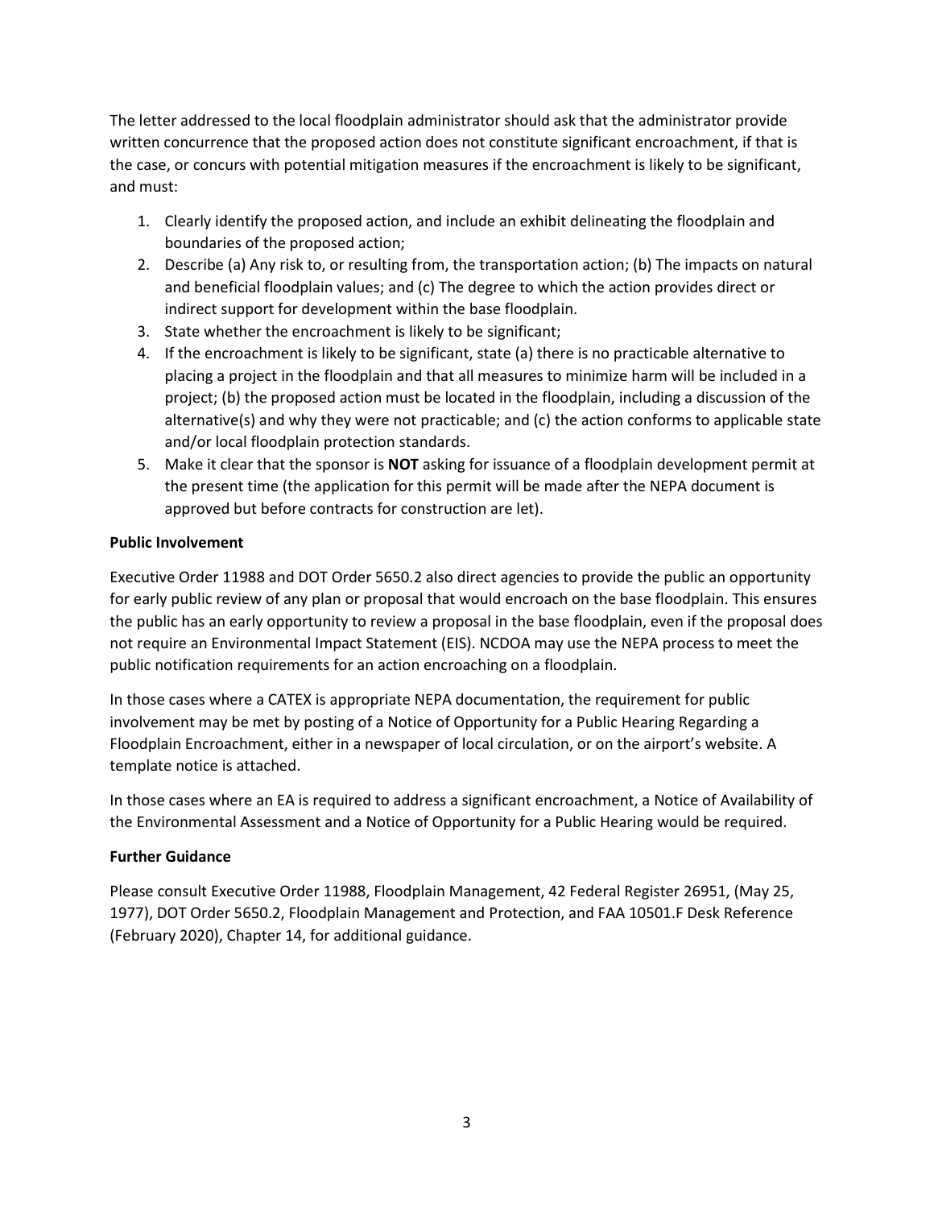The letter addressed to the local floodplain administrator should ask that the administrator provide written concurrence that the proposed action does not constitute significant encroachment, if that is the case, or concurs with potential mitigation measures if the encroachment is likely to be significant, and must:

1. Clearly identify the proposed action, and include an exhibit delineating the floodplain and boundaries of the proposed action;
2. Describe (a) Any risk to, or resulting from, the transportation action; (b) The impacts on natural and beneficial floodplain values; and (c) The degree to which the action provides direct or indirect support for development within the base floodplain.
3. State whether the encroachment is likely to be significant;
4. If the encroachment is likely to be significant, state (a) there is no practicable alternative to placing a project in the floodplain and that all measures to minimize harm will be included in a project; (b) the proposed action must be located in the floodplain, including a discussion of the alternative(s) and why they were not practicable; and (c) the action conforms to applicable state and/or local floodplain protection standards.
5. Make it clear that the sponsor is **NOT** asking for issuance of a floodplain development permit at the present time (the application for this permit will be made after the NEPA document is approved but before contracts for construction are let).

**Public Involvement**

Executive Order 11988 and DOT Order 5650.2 also direct agencies to provide the public an opportunity for early public review of any plan or proposal that would encroach on the base floodplain. This ensures the public has an early opportunity to review a proposal in the base floodplain, even if the proposal does not require an Environmental Impact Statement (EIS). NCDOA may use the NEPA process to meet the public notification requirements for an action encroaching on a floodplain.

In those cases where a CATEX is appropriate NEPA documentation, the requirement for public involvement may be met by posting of a Notice of Opportunity for a Public Hearing Regarding a Floodplain Encroachment, either in a newspaper of local circulation, or on the airport's website. A template notice is attached.

In those cases where an EA is required to address a significant encroachment, a Notice of Availability of the Environmental Assessment and a Notice of Opportunity for a Public Hearing would be required.

**Further Guidance**

Please consult Executive Order 11988, Floodplain Management, 42 Federal Register 26951, (May 25, 1977), DOT Order 5650.2, Floodplain Management and Protection, and FAA 10501.F Desk Reference (February 2020), Chapter 14, for additional guidance.